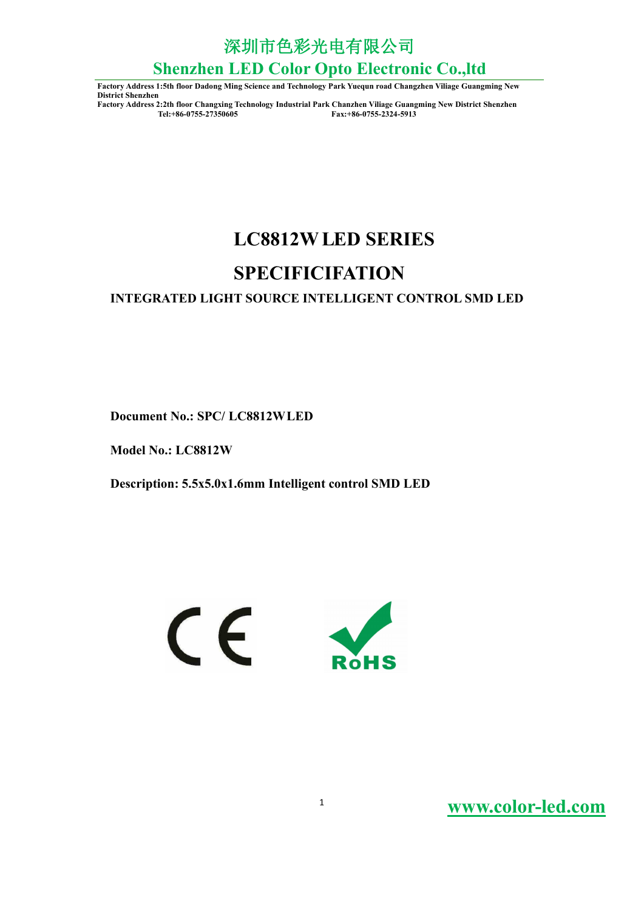# 深圳市色彩光电有限公司

## Shenzhen LED Color Opto Electronic Co.,ltd

**Factory Address 1:5th floor Dadong Ming Science and Technology Park Yuequn road Changzhen Viliage Guangming New District Shenzhen**
**Factory Address 2:2th floor Changxing Technology Industrial Park Chanzhen Viliage Guangming New District Shenzhen**
**Tel:+86-0755-27350605 Fax:+86-0755-2324-5913**

# LC8812W LED SERIES

# SPECIFICIFATION

**INTEGRATED LIGHT SOURCE INTELLIGENT CONTROL SMD LED**

**Document No.: SPC/ LC8812W LED**

**Model No.: LC8812W**

**Description: 5.5x5.0x1.6mm Intelligent control SMD LED**

CE

RoHS

www.color-led.com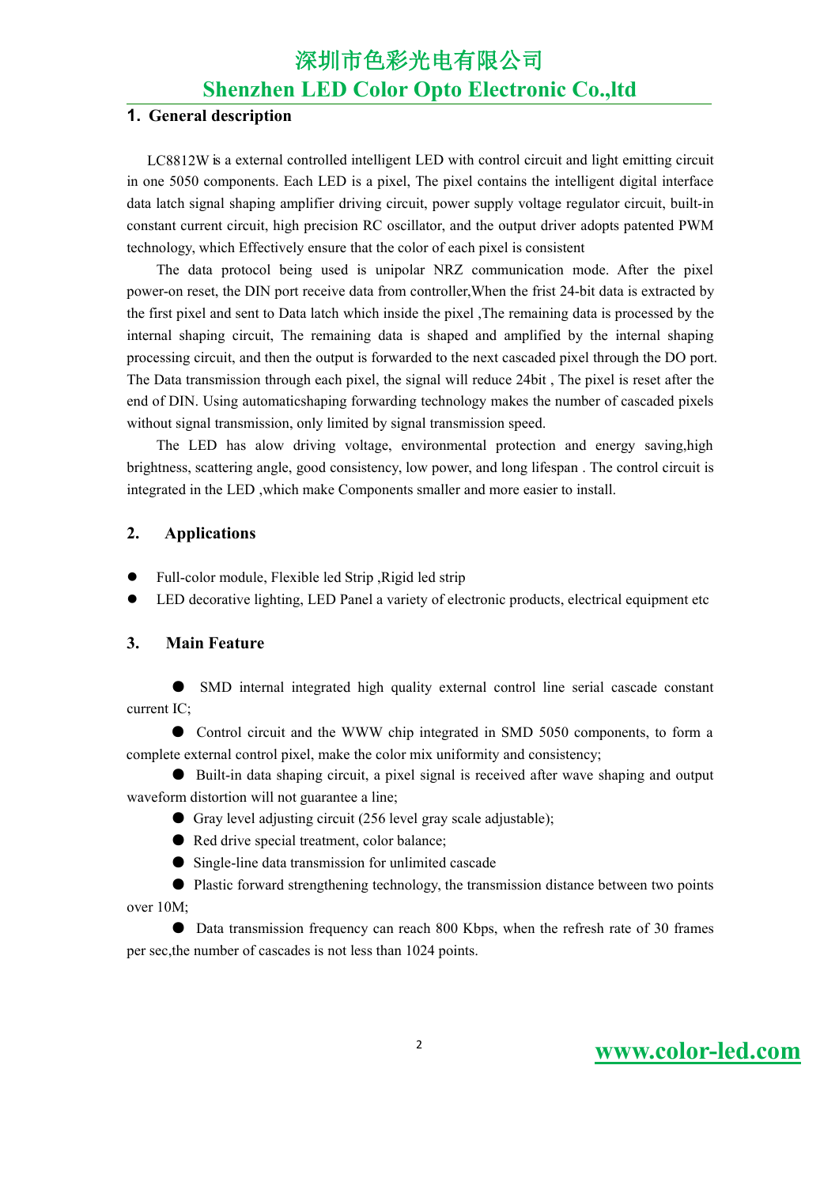## 1. General description

LC8812W is a external controlled intelligent LED with control circuit and light emitting circuit in one 5050 components. Each LED is a pixel, The pixel contains the intelligent digital interface data latch signal shaping amplifier driving circuit, power supply voltage regulator circuit, built-in constant current circuit, high precision RC oscillator, and the output driver adopts patented PWM technology, which Effectively ensure that the color of each pixel is consistent

The data protocol being used is unipolar NRZ communication mode. After the pixel power-on reset, the DIN port receive data from controller,When the frist 24-bit data is extracted by the first pixel and sent to Data latch which inside the pixel ,The remaining data is processed by the internal shaping circuit, The remaining data is shaped and amplified by the internal shaping processing circuit, and then the output is forwarded to the next cascaded pixel through the DO port. The Data transmission through each pixel, the signal will reduce 24bit , The pixel is reset after the end of DIN. Using automaticshaping forwarding technology makes the number of cascaded pixels without signal transmission, only limited by signal transmission speed.

The LED has alow driving voltage, environmental protection and energy saving,high brightness, scattering angle, good consistency, low power, and long lifespan . The control circuit is integrated in the LED ,which make Components smaller and more easier to install.

## 2. Applications

- Full-color module, Flexible led Strip ,Rigid led strip
- LED decorative lighting, LED Panel a variety of electronic products, electrical equipment etc

## 3. Main Feature

- SMD internal integrated high quality external control line serial cascade constant current IC;
- Control circuit and the WWW chip integrated in SMD 5050 components, to form a complete external control pixel, make the color mix uniformity and consistency;
- Built-in data shaping circuit, a pixel signal is received after wave shaping and output waveform distortion will not guarantee a line;
- Gray level adjusting circuit (256 level gray scale adjustable);
- Red drive special treatment, color balance;
- Single-line data transmission for unlimited cascade
- Plastic forward strengthening technology, the transmission distance between two points over 10M;
- Data transmission frequency can reach 800 Kbps, when the refresh rate of 30 frames per sec,the number of cascades is not less than 1024 points.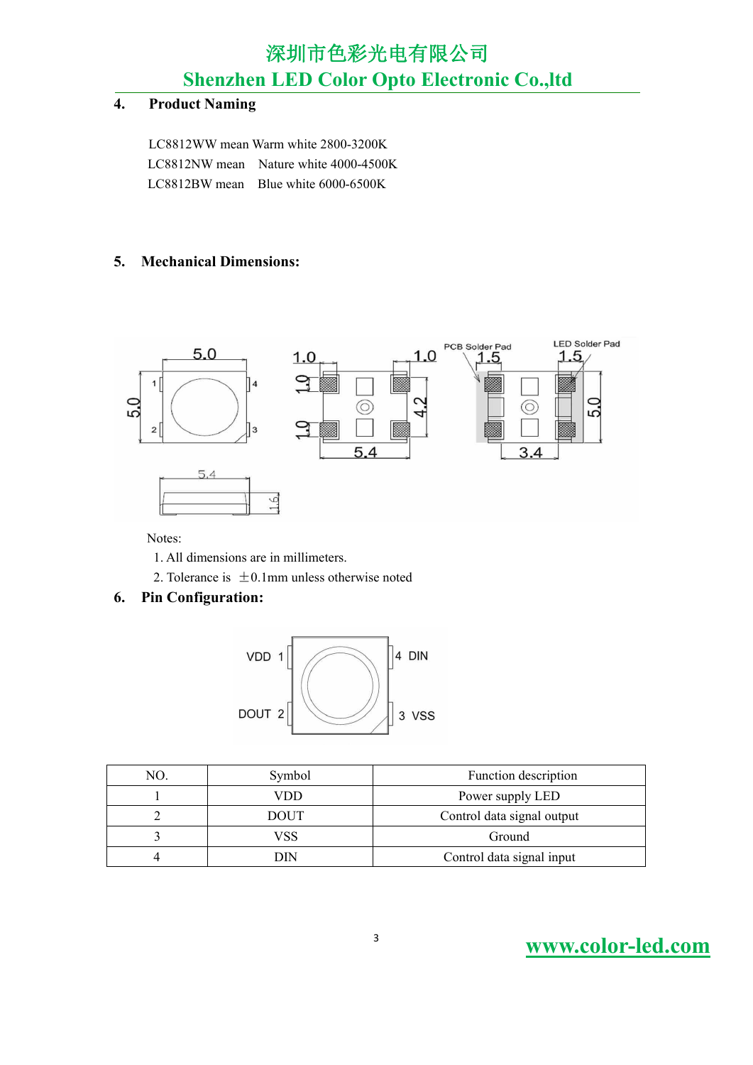## 4. Product Naming

LC8812WW mean Warm white 2800-3200K
LC8812NW mean Nature white 4000-4500K
LC8812BW mean Blue white 6000-6500K

## 5. Mechanical Dimensions:

Notes:

1. All dimensions are in millimeters.
2. Tolerance is ±0.1mm unless otherwise noted

## 6. Pin Configuration:

| NO. | Symbol | Function description |
|---|---|---|
| 1 | VDD | Power supply LED |
| 2 | DOUT | Control data signal output |
| 3 | VSS | Ground |
| 4 | DIN | Control data signal input |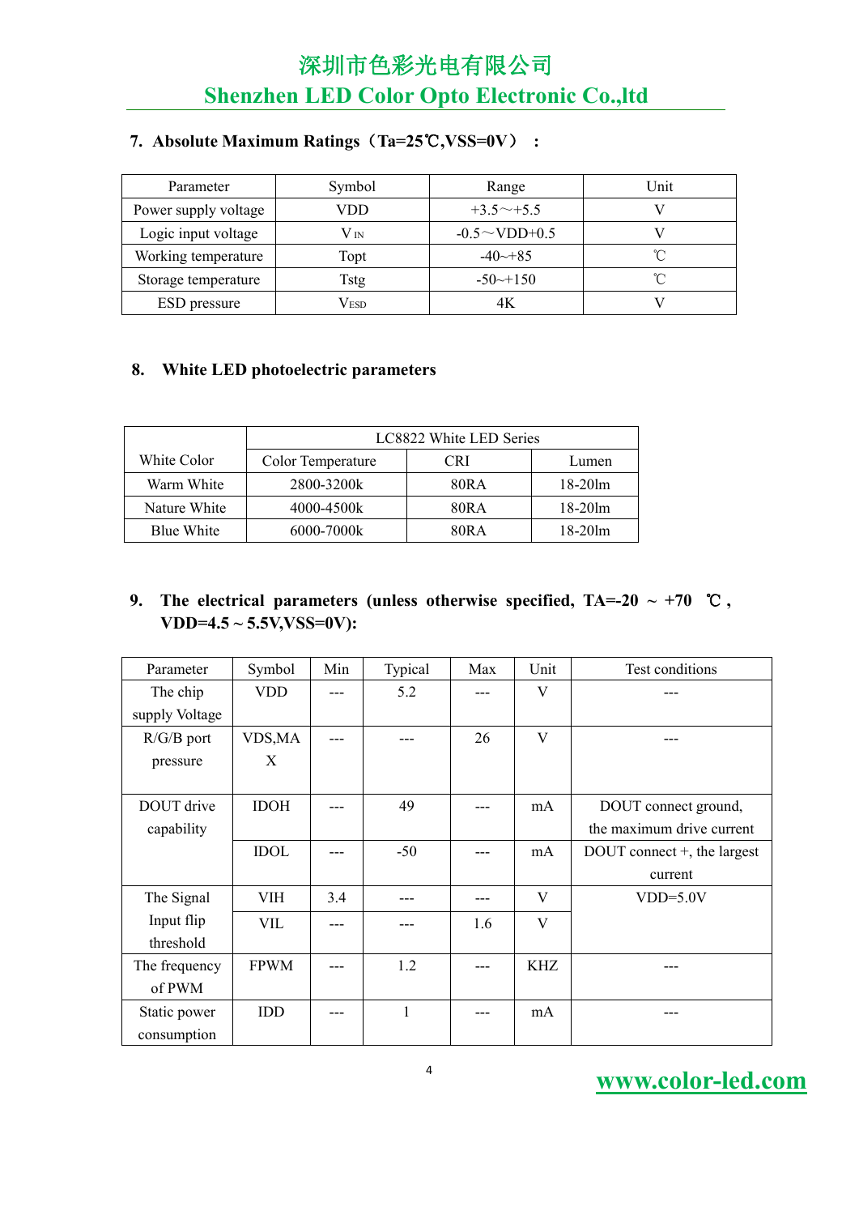## 7. Absolute Maximum Ratings（Ta=25℃,VSS=0V） :

| Parameter | Symbol | Range | Unit |
|---|---|---|---|
| Power supply voltage | VDD | +3.5～+5.5 | V |
| Logic input voltage | $V_{IN}$ | -0.5～VDD+0.5 | V |
| Working temperature | Topt | -40~+85 | ℃ |
| Storage temperature | Tstg | -50~+150 | ℃ |
| ESD pressure | $V_{ESD}$ | 4K | V |

## 8. White LED photoelectric parameters

| White Color | LC8822 White LED Series | | |
|---|---|---|---|
| | Color Temperature | CRI | Lumen |
| Warm White | 2800-3200k | 80RA | 18-20lm |
| Nature White | 4000-4500k | 80RA | 18-20lm |
| Blue White | 6000-7000k | 80RA | 18-20lm |

## 9. The electrical parameters (unless otherwise specified, TA=-20 ~ +70 ℃ , VDD=4.5 ~ 5.5V,VSS=0V):

| Parameter | Symbol | Min | Typical | Max | Unit | Test conditions |
|---|---|---|---|---|---|---|
| The chip supply Voltage | VDD | --- | 5.2 | --- | V | --- |
| R/G/B port pressure | VDS,MAX | --- | --- | 26 | V | --- |
| DOUT drive capability | IDOH | --- | 49 | --- | mA | DOUT connect ground, the maximum drive current |
| | IDOL | --- | -50 | --- | mA | DOUT connect +, the largest current |
| The Signal Input flip threshold | VIH | 3.4 | --- | --- | V | VDD=5.0V |
| | VIL | --- | --- | 1.6 | V | |
| The frequency of PWM | FPWM | --- | 1.2 | --- | KHZ | --- |
| Static power consumption | IDD | --- | 1 | --- | mA | --- |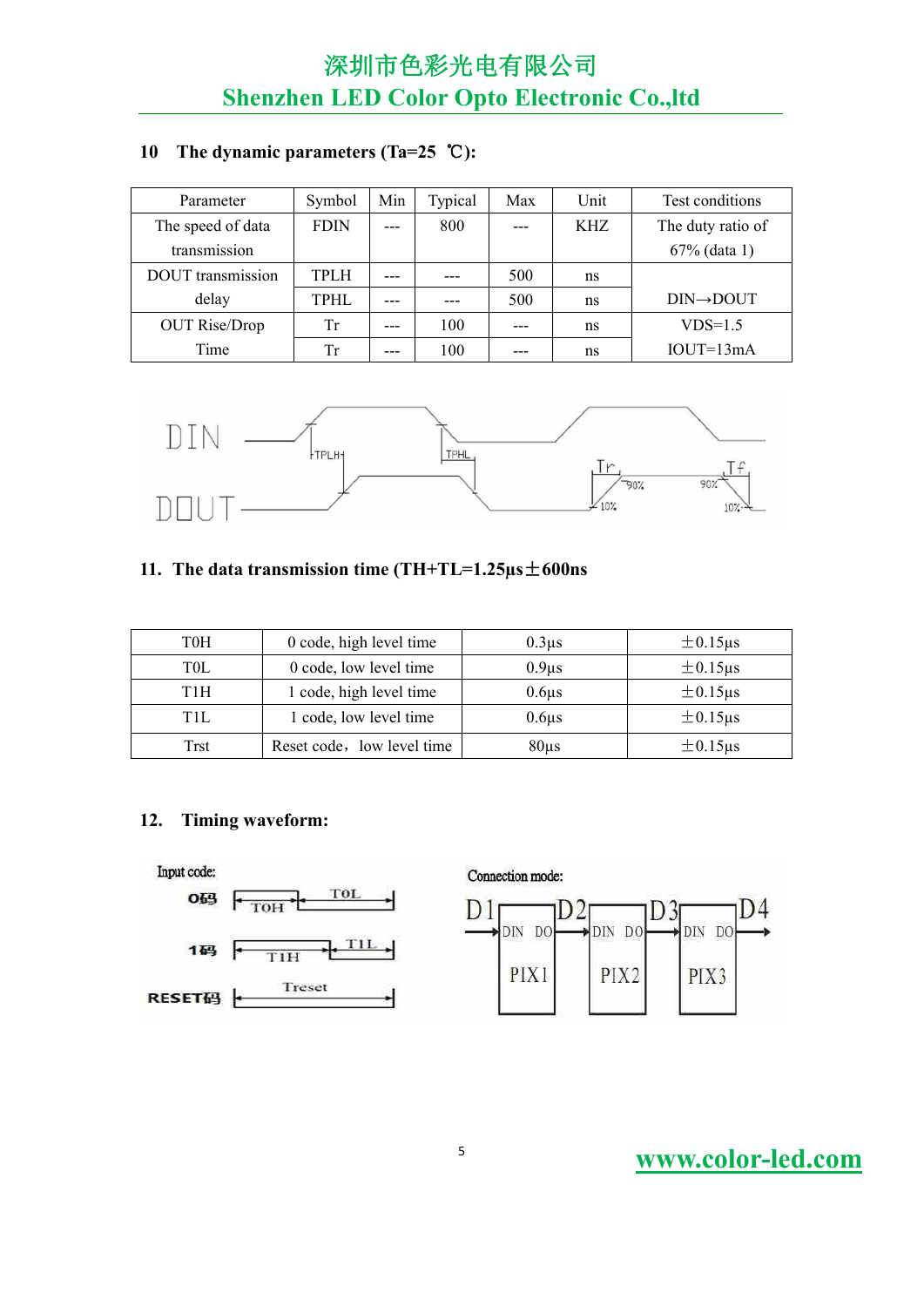## 10 The dynamic parameters (Ta=25 ℃):

| Parameter | Symbol | Min | Typical | Max | Unit | Test conditions |
|---|---|---|---|---|---|---|
| The speed of data transmission | FDIN | --- | 800 | --- | KHZ | The duty ratio of 67% (data 1) |
| DOUT transmission delay | TPLH | --- | --- | 500 | ns | DIN→DOUT |
| | TPHL | --- | --- | 500 | ns | |
| OUT Rise/Drop Time | Tr | --- | 100 | --- | ns | VDS=1.5 |
| | Tr | --- | 100 | --- | ns | IOUT=13mA |

## 11. The data transmission time (TH+TL=1.25µs±600ns

| T0H | 0 code, high level time | 0.3µs | ±0.15µs |
|---|---|---|---|
| T0L | 0 code, low level time | 0.9µs | ±0.15µs |
| T1H | 1 code, high level time | 0.6µs | ±0.15µs |
| T1L | 1 code, low level time | 0.6µs | ±0.15µs |
| Trst | Reset code，low level time | 80µs | ±0.15µs |

## 12. Timing waveform: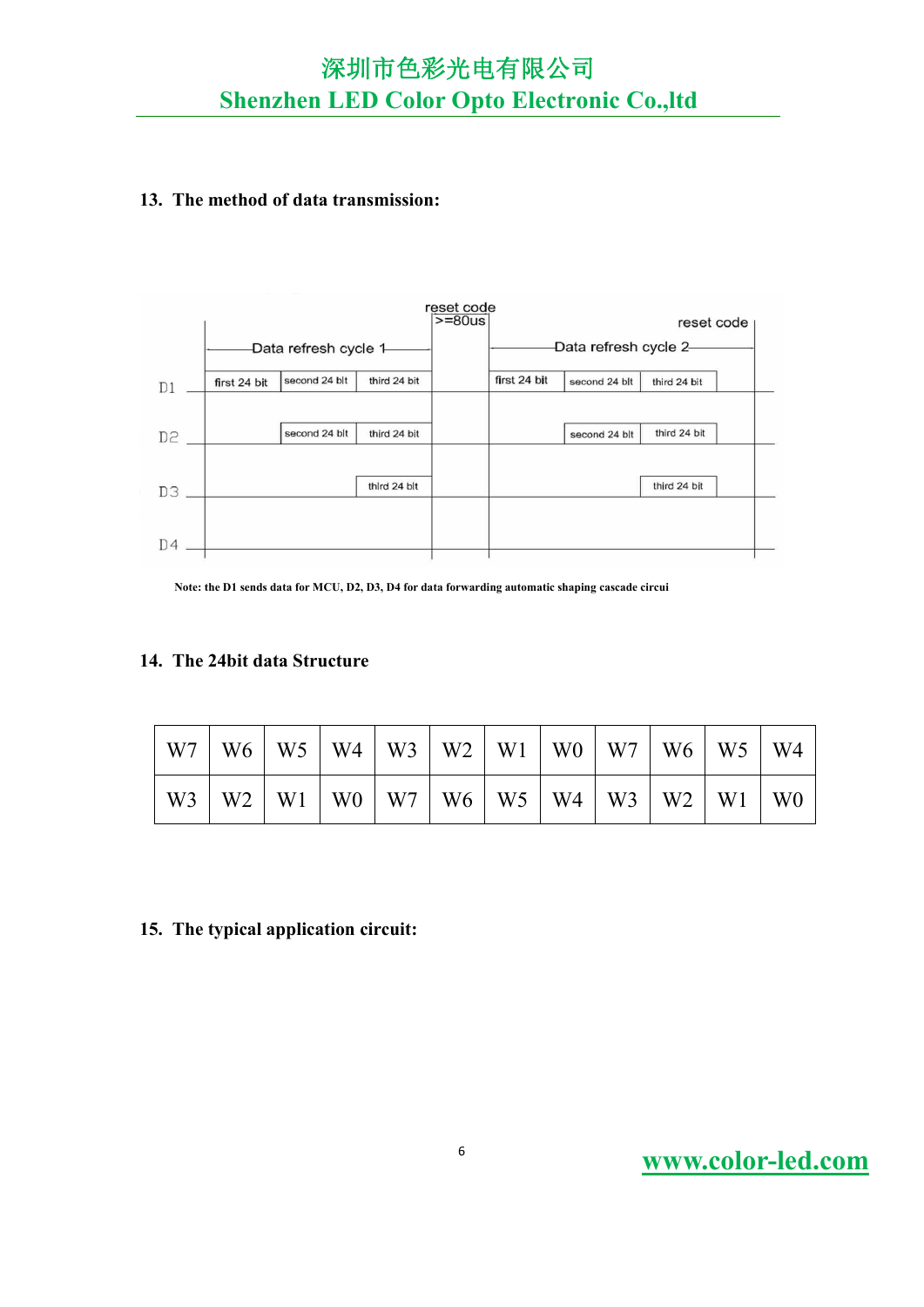## 13. The method of data transmission:

Note: the D1 sends data for MCU, D2, D3, D4 for data forwarding automatic shaping cascade circui

## 14. The 24bit data Structure

| W7 | W6 | W5 | W4 | W3 | W2 | W1 | W0 | W7 | W6 | W5 | W4 |
|---|---|---|---|---|---|---|---|---|---|---|---|
| W3 | W2 | W1 | W0 | W7 | W6 | W5 | W4 | W3 | W2 | W1 | W0 |

## 15. The typical application circuit: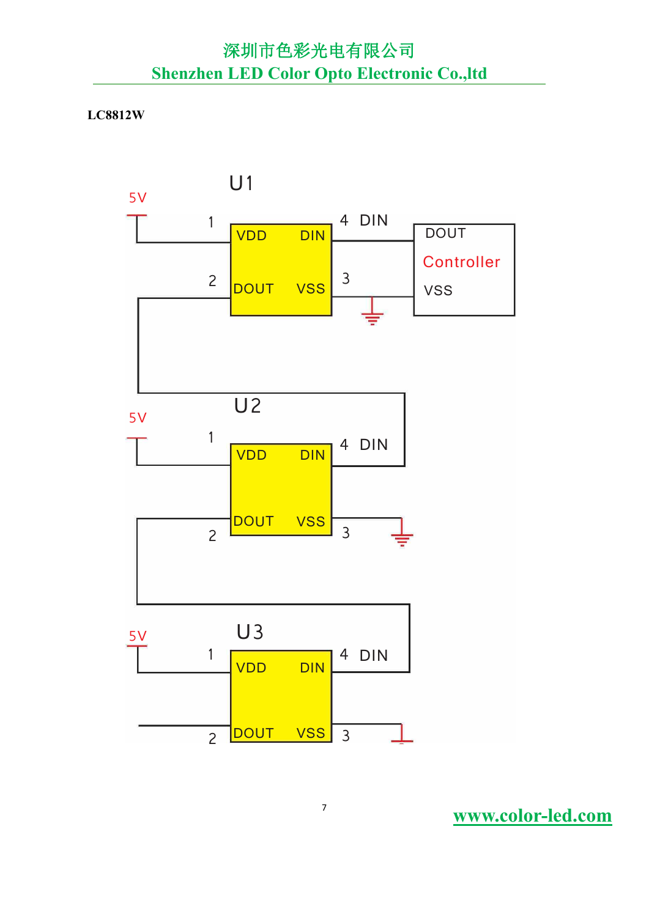**LC8812W**

U1

5V

1 VDD DIN 4 DIN

2 DOUT VSS 3

DOUT

Controller

VSS

U2

5V

1 VDD DIN 4 DIN

2 DOUT VSS 3

U3

5V

1 VDD DIN 4 DIN

2 DOUT VSS 3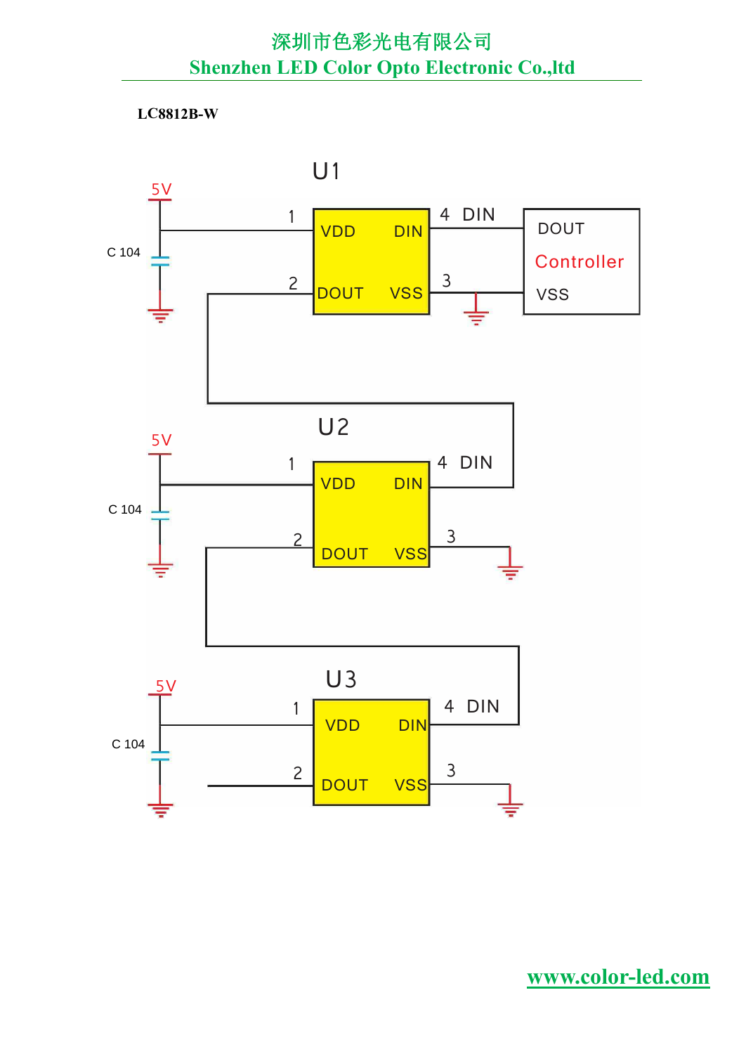LC8812B-W

U1

5V

C 104

1 VDD DIN 4 DIN

2 DOUT VSS 3

DOUT

Controller

VSS

U2

5V

C 104

1 VDD DIN 4 DIN

2 DOUT VSS 3

U3

5V

C 104

1 VDD DIN 4 DIN

2 DOUT VSS 3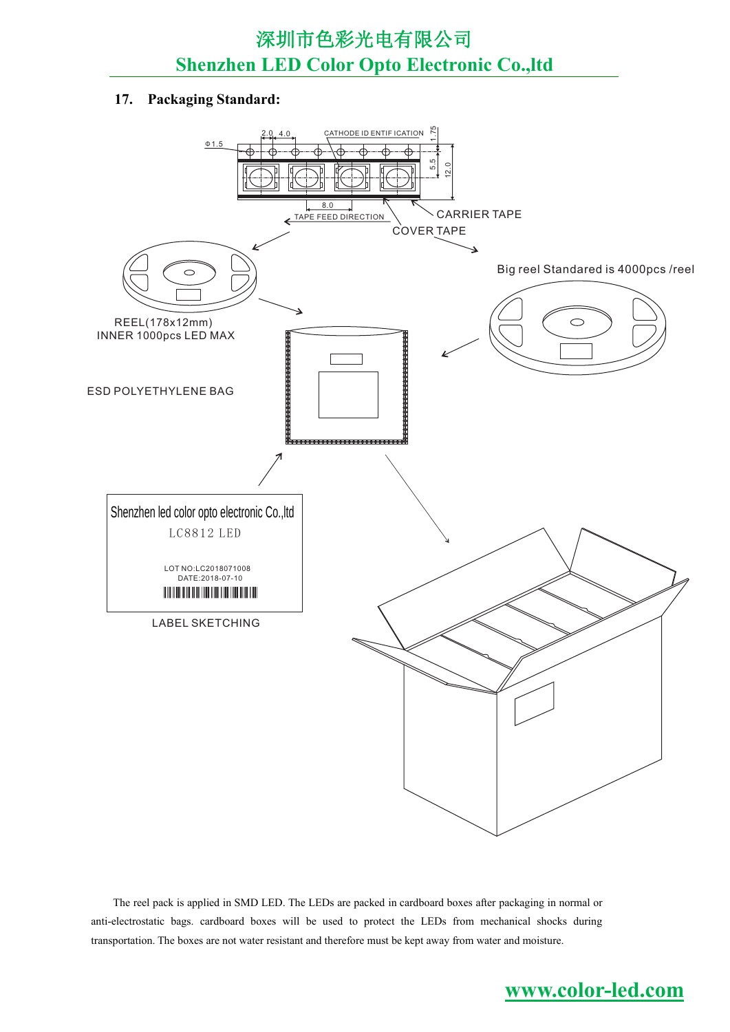## 17. Packaging Standard:

CATHODE ID ENTIF ICATION

TAPE FEED DIRECTION

CARRIER TAPE

COVER TAPE

Big reel Standared is 4000pcs /reel

REEL(178x12mm)
INNER 1000pcs LED MAX

ESD POLYETHYLENE BAG

Shenzhen led color opto electronic Co.,ltd
LC8812 LED

LOT NO:LC2018071008
DATE:2018-07-10

LABEL SKETCHING

The reel pack is applied in SMD LED. The LEDs are packed in cardboard boxes after packaging in normal or anti-electrostatic bags. cardboard boxes will be used to protect the LEDs from mechanical shocks during transportation. The boxes are not water resistant and therefore must be kept away from water and moisture.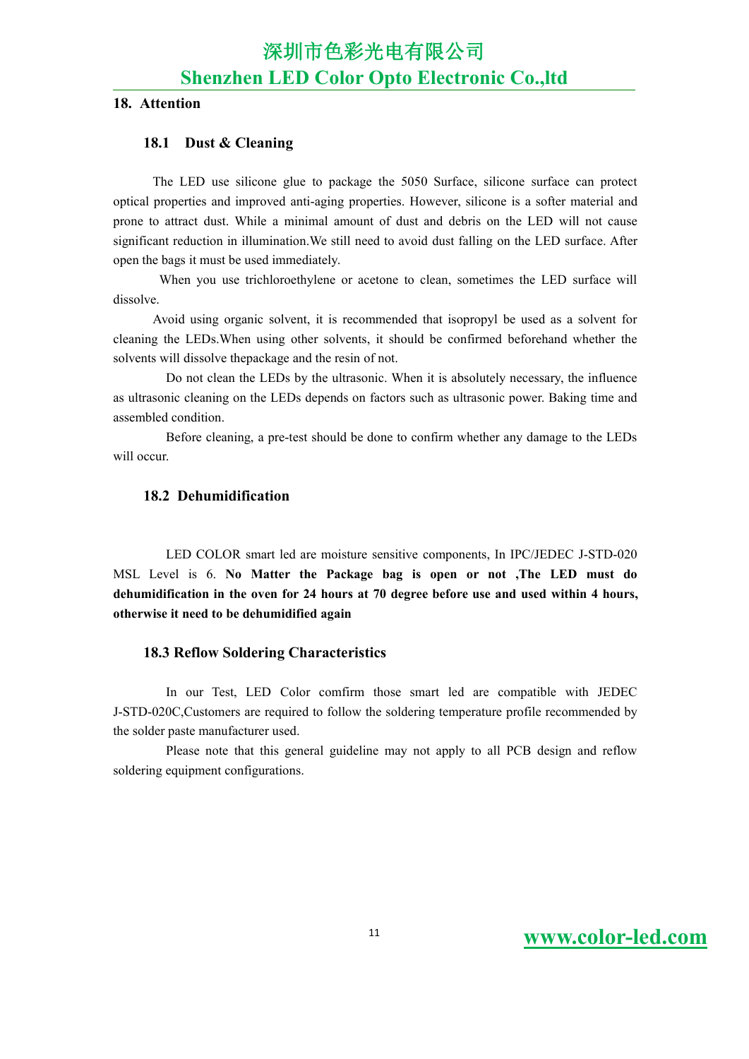## 18. Attention

### 18.1 Dust & Cleaning

The LED use silicone glue to package the 5050 Surface, silicone surface can protect optical properties and improved anti-aging properties. However, silicone is a softer material and prone to attract dust. While a minimal amount of dust and debris on the LED will not cause significant reduction in illumination.We still need to avoid dust falling on the LED surface. After open the bags it must be used immediately.

When you use trichloroethylene or acetone to clean, sometimes the LED surface will dissolve.

Avoid using organic solvent, it is recommended that isopropyl be used as a solvent for cleaning the LEDs.When using other solvents, it should be confirmed beforehand whether the solvents will dissolve thepackage and the resin of not.

Do not clean the LEDs by the ultrasonic. When it is absolutely necessary, the influence as ultrasonic cleaning on the LEDs depends on factors such as ultrasonic power. Baking time and assembled condition.

Before cleaning, a pre-test should be done to confirm whether any damage to the LEDs will occur.

### 18.2 Dehumidification

LED COLOR smart led are moisture sensitive components, In IPC/JEDEC J-STD-020 MSL Level is 6. **No Matter the Package bag is open or not ,The LED must do dehumidification in the oven for 24 hours at 70 degree before use and used within 4 hours, otherwise it need to be dehumidified again**

### 18.3 Reflow Soldering Characteristics

In our Test, LED Color comfirm those smart led are compatible with JEDEC J-STD-020C,Customers are required to follow the soldering temperature profile recommended by the solder paste manufacturer used.

Please note that this general guideline may not apply to all PCB design and reflow soldering equipment configurations.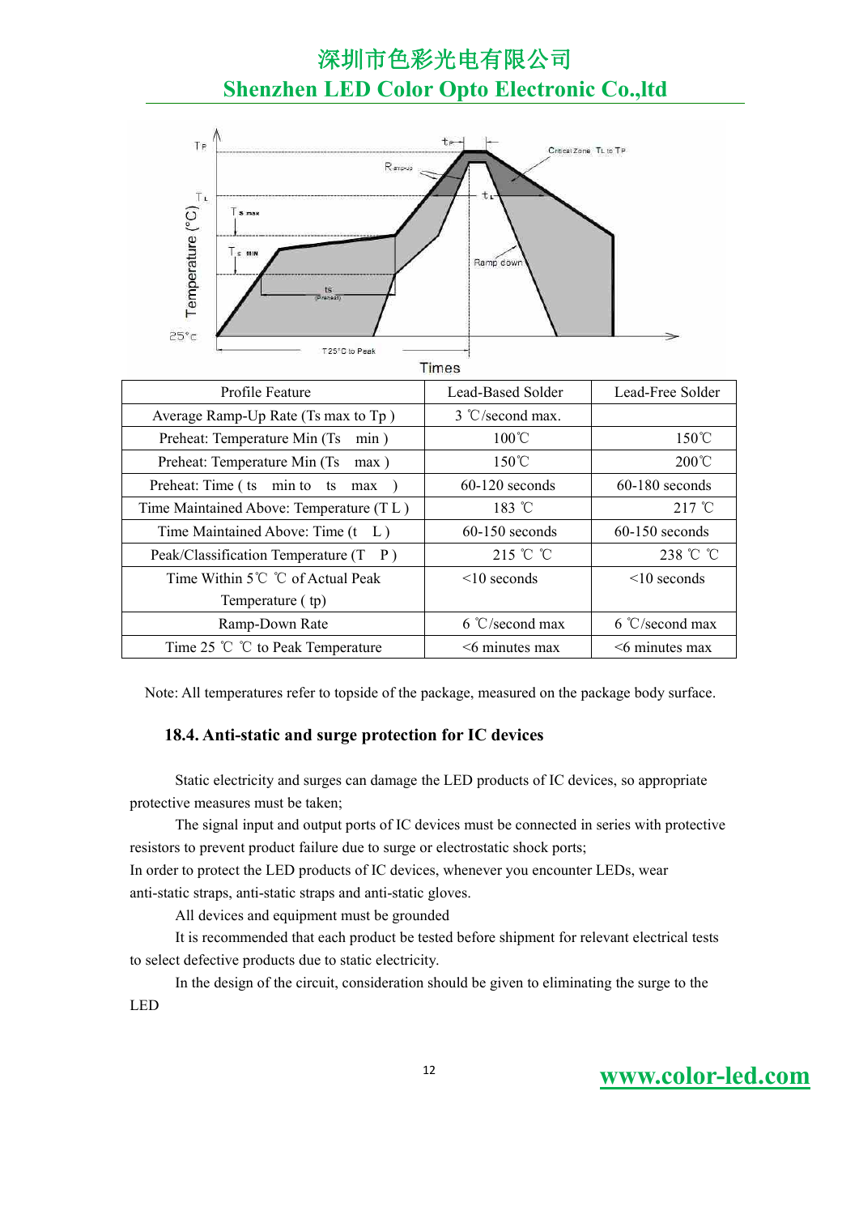Times

| Profile Feature | Lead-Based Solder | Lead-Free Solder |
|---|---|---|
| Average Ramp-Up Rate (Ts max to Tp ) | 3 ℃/second max. | |
| Preheat: Temperature Min (Ts min ) | 100℃ | 150℃ |
| Preheat: Temperature Min (Ts max ) | 150℃ | 200℃ |
| Preheat: Time ( ts min to ts max ) | 60-120 seconds | 60-180 seconds |
| Time Maintained Above: Temperature (T L ) | 183 ℃ | 217 ℃ |
| Time Maintained Above: Time (t L ) | 60-150 seconds | 60-150 seconds |
| Peak/Classification Temperature (T P ) | 215 ℃ ℃ | 238 ℃ ℃ |
| Time Within 5℃ ℃ of Actual Peak Temperature ( tp) | <10 seconds | <10 seconds |
| Ramp-Down Rate | 6 ℃/second max | 6 ℃/second max |
| Time 25 ℃ ℃ to Peak Temperature | <6 minutes max | <6 minutes max |

Note: All temperatures refer to topside of the package, measured on the package body surface.

### 18.4. Anti-static and surge protection for IC devices

Static electricity and surges can damage the LED products of IC devices, so appropriate protective measures must be taken;

The signal input and output ports of IC devices must be connected in series with protective resistors to prevent product failure due to surge or electrostatic shock ports;

In order to protect the LED products of IC devices, whenever you encounter LEDs, wear anti-static straps, anti-static straps and anti-static gloves.

All devices and equipment must be grounded

It is recommended that each product be tested before shipment for relevant electrical tests to select defective products due to static electricity.

In the design of the circuit, consideration should be given to eliminating the surge to the LED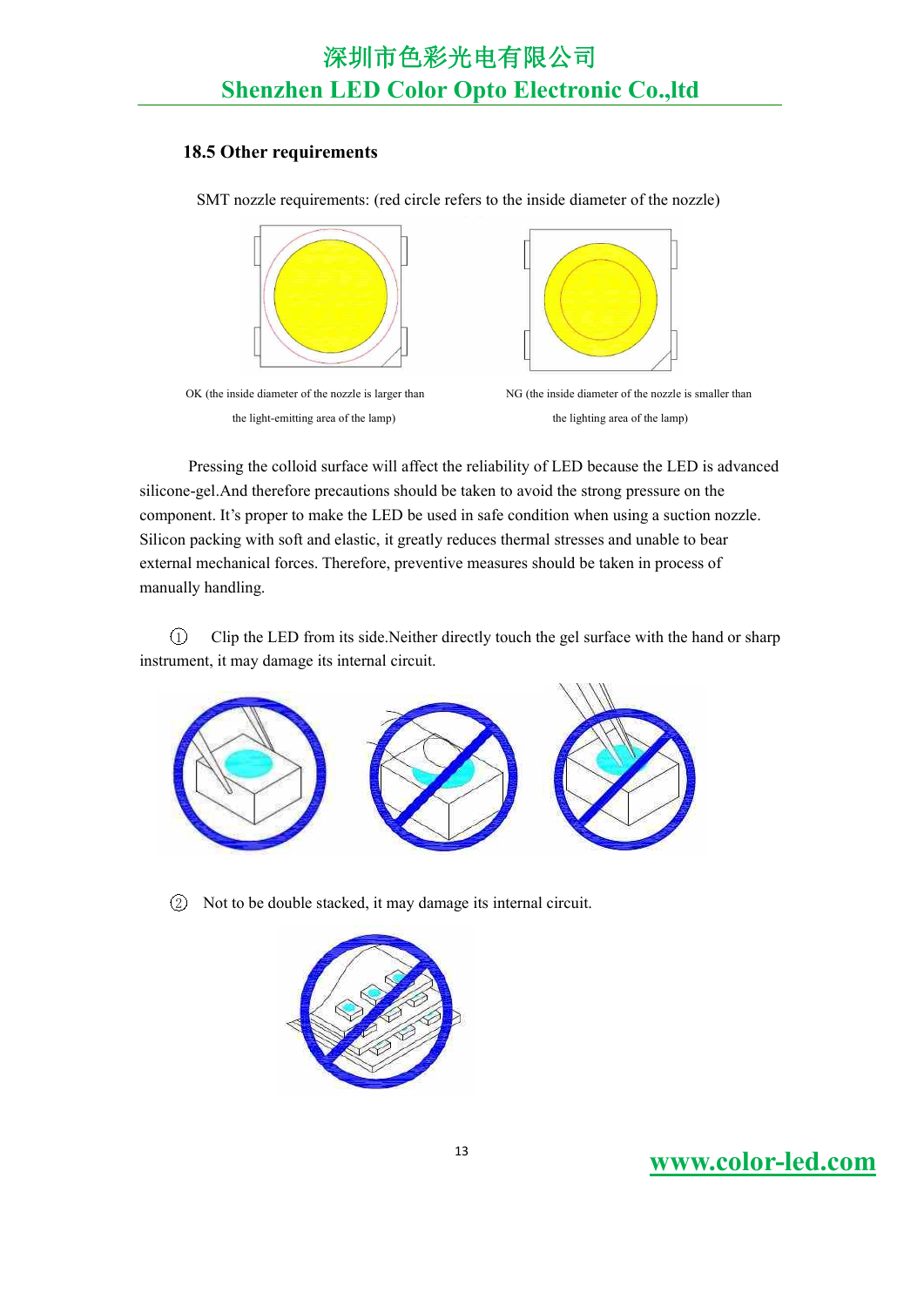### 18.5 Other requirements

SMT nozzle requirements: (red circle refers to the inside diameter of the nozzle)

OK (the inside diameter of the nozzle is larger than the light-emitting area of the lamp)

NG (the inside diameter of the nozzle is smaller than the lighting area of the lamp)

Pressing the colloid surface will affect the reliability of LED because the LED is advanced silicone-gel.And therefore precautions should be taken to avoid the strong pressure on the component. It's proper to make the LED be used in safe condition when using a suction nozzle. Silicon packing with soft and elastic, it greatly reduces thermal stresses and unable to bear external mechanical forces. Therefore, preventive measures should be taken in process of manually handling.

① Clip the LED from its side.Neither directly touch the gel surface with the hand or sharp instrument, it may damage its internal circuit.

② Not to be double stacked, it may damage its internal circuit.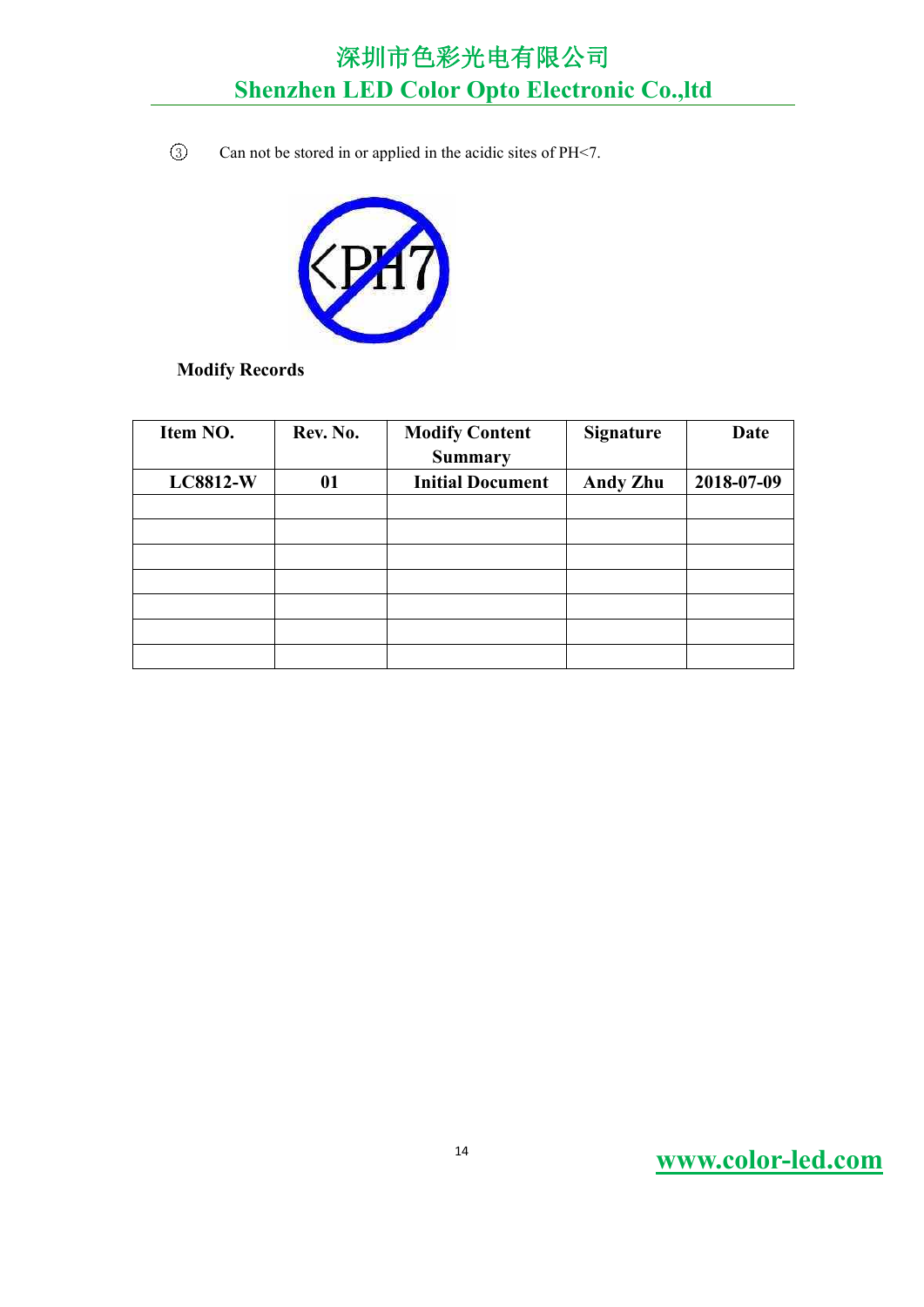③ Can not be stored in or applied in the acidic sites of PH<7.

**Modify Records**

| Item NO. | Rev. No. | Modify Content Summary | Signature | Date |
|---|---|---|---|---|
| LC8812-W | 01 | Initial Document | Andy Zhu | 2018-07-09 |
| | | | | |
| | | | | |
| | | | | |
| | | | | |
| | | | | |
| | | | | |
| | | | | |